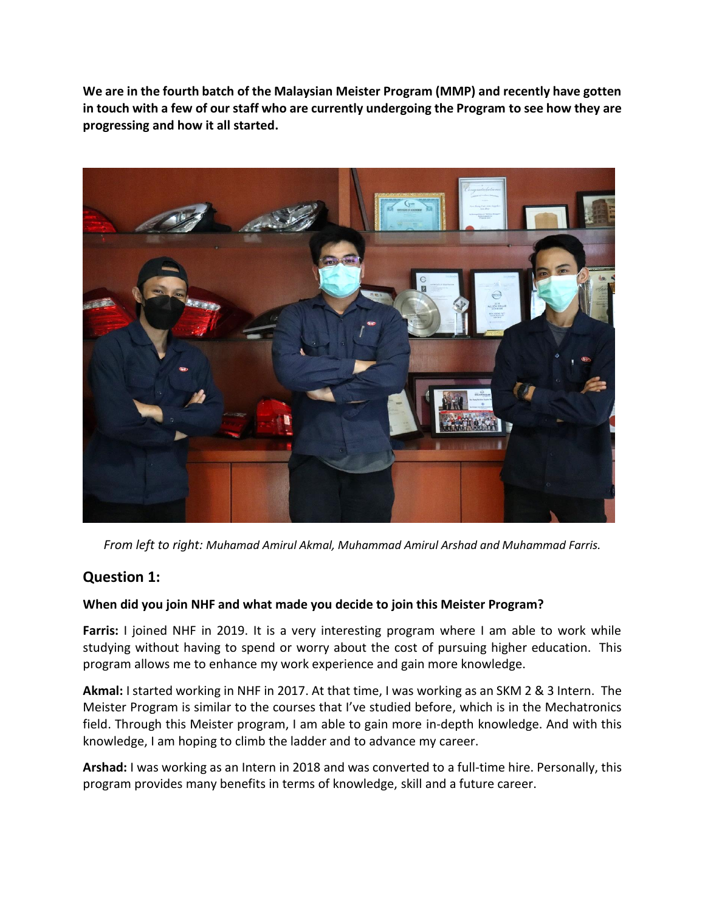**We are in the fourth batch of the Malaysian Meister Program (MMP) and recently have gotten in touch with a few of our staff who are currently undergoing the Program to see how they are progressing and how it all started.**

*From left to right: Muhamad Amirul Akmal, Muhammad Amirul Arshad and Muhammad Farris.*

## Question 1:

**When did you join NHF and what made you decide to join this Meister Program?**

**Farris:** I joined NHF in 2019. It is a very interesting program where I am able to work while studying without having to spend or worry about the cost of pursuing higher education. This program allows me to enhance my work experience and gain more knowledge.

**Akmal:** I started working in NHF in 2017. At that time, I was working as an SKM 2 & 3 Intern. The Meister Program is similar to the courses that I've studied before, which is in the Mechatronics field. Through this Meister program, I am able to gain more in-depth knowledge. And with this knowledge, I am hoping to climb the ladder and to advance my career.

**Arshad:** I was working as an Intern in 2018 and was converted to a full-time hire. Personally, this program provides many benefits in terms of knowledge, skill and a future career.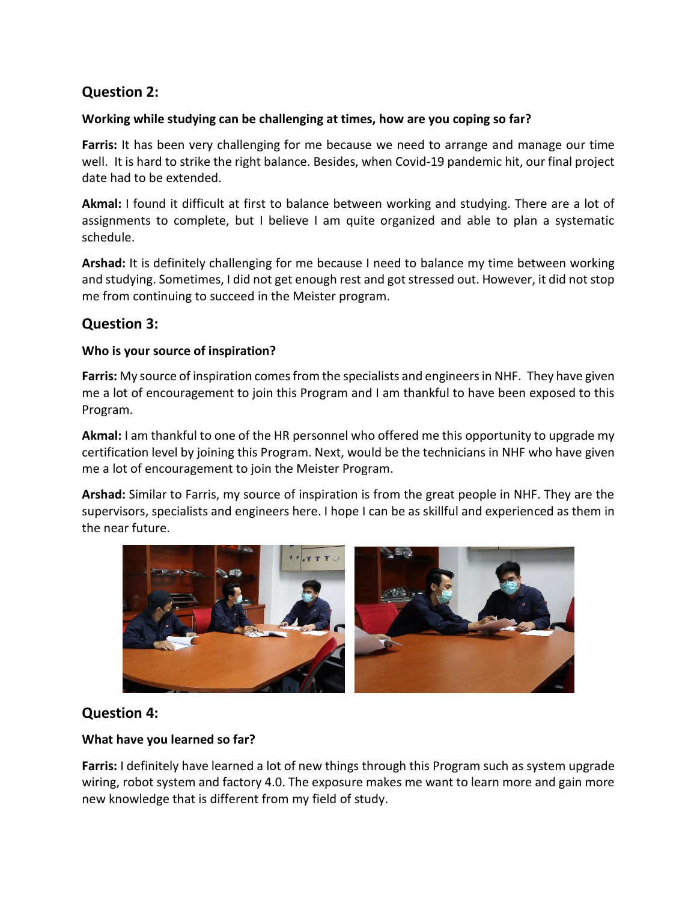## Question 2:

**Working while studying can be challenging at times, how are you coping so far?**

**Farris:** It has been very challenging for me because we need to arrange and manage our time well. It is hard to strike the right balance. Besides, when Covid-19 pandemic hit, our final project date had to be extended.

**Akmal:** I found it difficult at first to balance between working and studying. There are a lot of assignments to complete, but I believe I am quite organized and able to plan a systematic schedule.

**Arshad:** It is definitely challenging for me because I need to balance my time between working and studying. Sometimes, I did not get enough rest and got stressed out. However, it did not stop me from continuing to succeed in the Meister program.

## Question 3:

**Who is your source of inspiration?**

**Farris:** My source of inspiration comes from the specialists and engineers in NHF. They have given me a lot of encouragement to join this Program and I am thankful to have been exposed to this Program.

**Akmal:** I am thankful to one of the HR personnel who offered me this opportunity to upgrade my certification level by joining this Program. Next, would be the technicians in NHF who have given me a lot of encouragement to join the Meister Program.

**Arshad:** Similar to Farris, my source of inspiration is from the great people in NHF. They are the supervisors, specialists and engineers here. I hope I can be as skillful and experienced as them in the near future.

## Question 4:

**What have you learned so far?**

**Farris:** I definitely have learned a lot of new things through this Program such as system upgrade wiring, robot system and factory 4.0. The exposure makes me want to learn more and gain more new knowledge that is different from my field of study.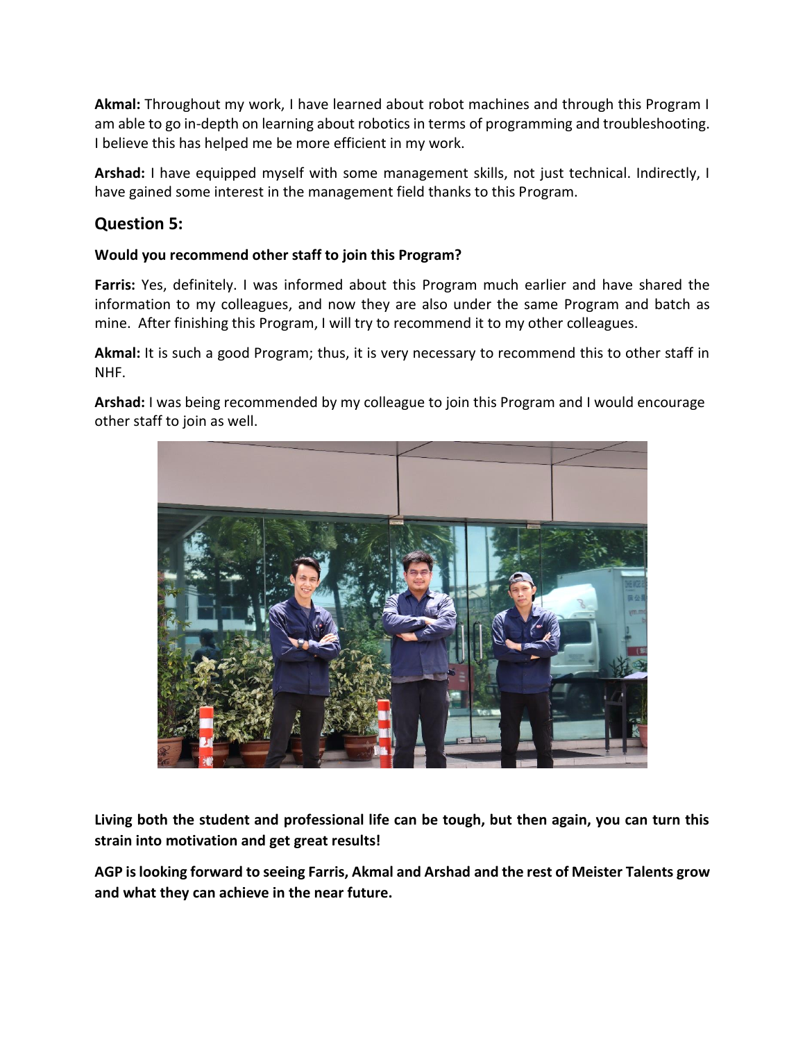**Akmal:** Throughout my work, I have learned about robot machines and through this Program I am able to go in-depth on learning about robotics in terms of programming and troubleshooting. I believe this has helped me be more efficient in my work.

**Arshad:** I have equipped myself with some management skills, not just technical. Indirectly, I have gained some interest in the management field thanks to this Program.

## Question 5:

**Would you recommend other staff to join this Program?**

**Farris:** Yes, definitely. I was informed about this Program much earlier and have shared the information to my colleagues, and now they are also under the same Program and batch as mine. After finishing this Program, I will try to recommend it to my other colleagues.

**Akmal:** It is such a good Program; thus, it is very necessary to recommend this to other staff in NHF.

**Arshad:** I was being recommended by my colleague to join this Program and I would encourage other staff to join as well.

**Living both the student and professional life can be tough, but then again, you can turn this strain into motivation and get great results!**

**AGP is looking forward to seeing Farris, Akmal and Arshad and the rest of Meister Talents grow and what they can achieve in the near future.**